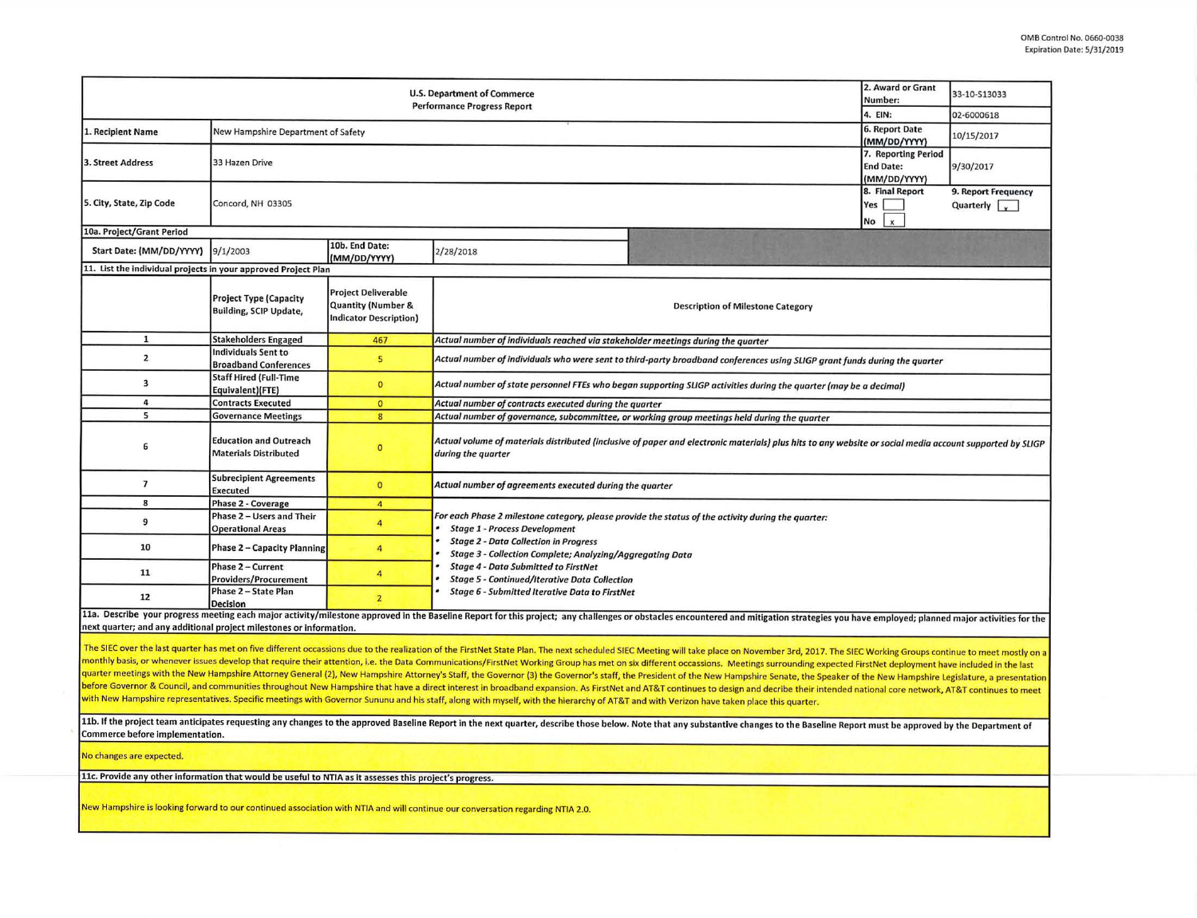OMB Control No. 0660-0038
Expiration Date: 5/31/2019

| U.S. Department of Commerce Performance Progress Report | | | 2. Award or Grant Number: | 33-10-S13033 |
|---|---|---|---|---|
| | | | 4. EIN: | 02-6000618 |
| 1. Recipient Name | New Hampshire Department of Safety | | 6. Report Date (MM/DD/YYYY) | 10/15/2017 |
| 3. Street Address | 33 Hazen Drive | | 7. Reporting Period End Date: (MM/DD/YYYY) | 9/30/2017 |
| 5. City, State, Zip Code | Concord, NH 03305 | | 8. Final Report Yes [ ] No [x] | 9. Report Frequency Quarterly [x] |
| 10a. Project/Grant Period | | | | |
| Start Date: (MM/DD/YYYY) | 9/1/2003 | 10b. End Date: (MM/DD/YYYY) | 2/28/2018 | |

11. List the individual projects in your approved Project Plan

| | Project Type (Capacity Building, SCIP Update, | Project Deliverable Quantity (Number & Indicator Description) | Description of Milestone Category |
|---|---|---|---|
| 1 | Stakeholders Engaged | 467 | *Actual number of individuals reached via stakeholder meetings during the quarter* |
| 2 | Individuals Sent to Broadband Conferences | 5 | *Actual number of individuals who were sent to third-party broadband conferences using SLIGP grant funds during the quarter* |
| 3 | Staff Hired (Full-Time Equivalent)(FTE) | 0 | *Actual number of state personnel FTEs who began supporting SLIGP activities during the quarter (may be a decimal)* |
| 4 | Contracts Executed | 0 | *Actual number of contracts executed during the quarter* |
| 5 | Governance Meetings | 8 | *Actual number of governance, subcommittee, or working group meetings held during the quarter* |
| 6 | Education and Outreach Materials Distributed | 0 | *Actual volume of materials distributed (inclusive of paper and electronic materials) plus hits to any website or social media account supported by SLIGP during the quarter* |
| 7 | Subrecipient Agreements Executed | 0 | *Actual number of agreements executed during the quarter* |
| 8 | Phase 2 - Coverage | 4 | *For each Phase 2 milestone category, please provide the status of the activity during the quarter:* • *Stage 1 - Process Development* • *Stage 2 - Data Collection in Progress* • *Stage 3 - Collection Complete; Analyzing/Aggregating Data* • *Stage 4 - Data Submitted to FirstNet* • *Stage 5 - Continued/Iterative Data Collection* • *Stage 6 - Submitted Iterative Data to FirstNet* |
| 9 | Phase 2 – Users and Their Operational Areas | 4 | |
| 10 | Phase 2 – Capacity Planning | 4 | |
| 11 | Phase 2 – Current Providers/Procurement | 4 | |
| 12 | Phase 2 – State Plan Decision | 2 | |

11a. Describe your progress meeting each major activity/milestone approved in the Baseline Report for this project; any challenges or obstacles encountered and mitigation strategies you have employed; planned major activities for the next quarter; and any additional project milestones or information.

The SIEC over the last quarter has met on five different occassions due to the realization of the FirstNet State Plan. The next scheduled SIEC Meeting will take place on November 3rd, 2017. The SIEC Working Groups continue to meet mostly on a monthly basis, or whenever issues develop that require their attention, i.e. the Data Communications/FirstNet Working Group has met on six different occassions. Meetings surrounding expected FirstNet deployment have included in the last quarter meetings with the New Hampshire Attorney General (2), New Hampshire Attorney's Staff, the Governor (3) the Governor's staff, the President of the New Hampshire Senate, the Speaker of the New Hampshire Legislature, a presentation before Governor & Council, and communities throughout New Hampshire that have a direct interest in broadband expansion. As FirstNet and AT&T continues to design and decribe their intended national core network, AT&T continues to meet with New Hampshire representatives. Specific meetings with Governor Sununu and his staff, along with myself, with the hierarchy of AT&T and with Verizon have taken place this quarter.

11b. If the project team anticipates requesting any changes to the approved Baseline Report in the next quarter, describe those below. Note that any substantive changes to the Baseline Report must be approved by the Department of Commerce before implementation.

No changes are expected.

11c. Provide any other information that would be useful to NTIA as it assesses this project's progress.

New Hampshire is looking forward to our continued association with NTIA and will continue our conversation regarding NTIA 2.0.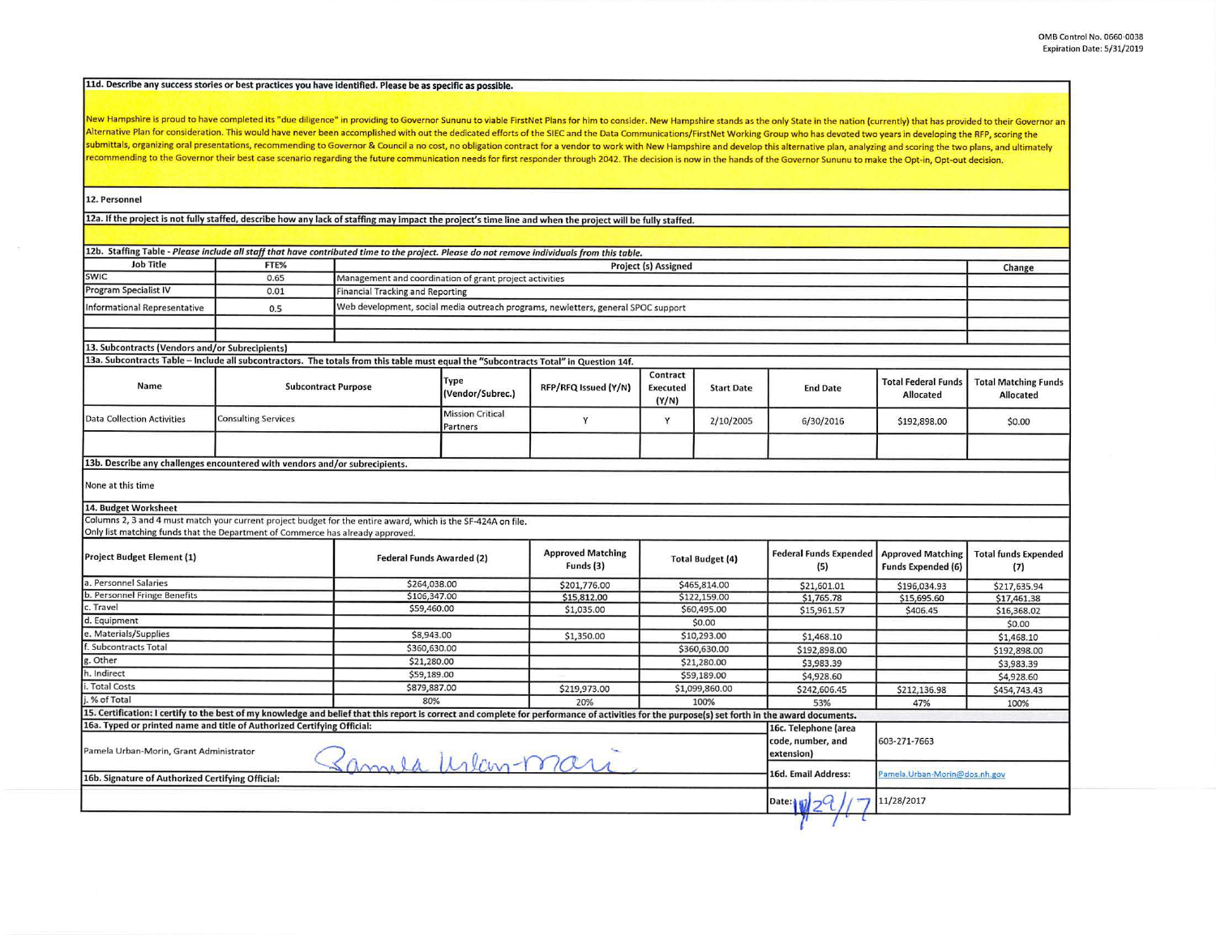OMB Control No. 0660-0038
Expiration Date: 5/31/2019

**11d. Describe any success stories or best practices you have identified. Please be as specific as possible.**

New Hampshire is proud to have completed its "due diligence" in providing to Governor Sununu to viable FirstNet Plans for him to consider. New Hampshire stands as the only State in the nation (currently) that has provided to their Governor an Alternative Plan for consideration. This would have never been accomplished with out the dedicated efforts of the SIEC and the Data Communications/FirstNet Working Group who has devoted two years in developing the RFP, scoring the submittals, organizing oral presentations, recommending to Governor & Council a no cost, no obligation contract for a vendor to work with New Hampshire and develop this alternative plan, analyzing and scoring the two plans, and ultimately recommending to the Governor their best case scenario regarding the future communication needs for first responder through 2042. The decision is now in the hands of the Governor Sununu to make the Opt-in, Opt-out decision.

**12. Personnel**

**12a. If the project is not fully staffed, describe how any lack of staffing may impact the project's time line and when the project will be fully staffed.**

**12b. Staffing Table** - *Please include all staff that have contributed time to the project. Please do not remove individuals from this table.*

| Job Title | FTE% | Project (s) Assigned | Change |
|---|---|---|---|
| SWIC | 0.65 | Management and coordination of grant project activities | |
| Program Specialist IV | 0.01 | Financial Tracking and Reporting | |
| Informational Representative | 0.5 | Web development, social media outreach programs, newletters, general SPOC support | |
| | | | |
| | | | |

**13. Subcontracts (Vendors and/or Subrecipients)**

**13a. Subcontracts Table – Include all subcontractors. The totals from this table must equal the "Subcontracts Total" in Question 14f.**

| Name | Subcontract Purpose | Type (Vendor/Subrec.) | RFP/RFQ Issued (Y/N) | Contract Executed (Y/N) | Start Date | End Date | Total Federal Funds Allocated | Total Matching Funds Allocated |
|---|---|---|---|---|---|---|---|---|
| Data Collection Activities | Consulting Services | Mission Critical Partners | Y | Y | 2/10/2005 | 6/30/2016 | $192,898.00 | $0.00 |
| | | | | | | | | |

**13b. Describe any challenges encountered with vendors and/or subrecipients.**

None at this time

**14. Budget Worksheet**

Columns 2, 3 and 4 must match your current project budget for the entire award, which is the SF-424A on file.
Only list matching funds that the Department of Commerce has already approved.

| Project Budget Element (1) | Federal Funds Awarded (2) | Approved Matching Funds (3) | Total Budget (4) | Federal Funds Expended (5) | Approved Matching Funds Expended (6) | Total funds Expended (7) |
|---|---|---|---|---|---|---|
| a. Personnel Salaries | $264,038.00 | $201,776.00 | $465,814.00 | $21,601.01 | $196,034.93 | $217,635.94 |
| b. Personnel Fringe Benefits | $106,347.00 | $15,812.00 | $122,159.00 | $1,765.78 | $15,695.60 | $17,461.38 |
| c. Travel | $59,460.00 | $1,035.00 | $60,495.00 | $15,961.57 | $406.45 | $16,368.02 |
| d. Equipment | | | $0.00 | | | $0.00 |
| e. Materials/Supplies | $8,943.00 | $1,350.00 | $10,293.00 | $1,468.10 | | $1,468.10 |
| f. Subcontracts Total | $360,630.00 | | $360,630.00 | $192,898.00 | | $192,898.00 |
| g. Other | $21,280.00 | | $21,280.00 | $3,983.39 | | $3,983.39 |
| h. Indirect | $59,189.00 | | $59,189.00 | $4,928.60 | | $4,928.60 |
| i. Total Costs | $879,887.00 | $219,973.00 | $1,099,860.00 | $242,606.45 | $212,136.98 | $454,743.43 |
| j. % of Total | 80% | 20% | 100% | 53% | 47% | 100% |

**15. Certification: I certify to the best of my knowledge and belief that this report is correct and complete for performance of activities for the purpose(s) set forth in the award documents.**

| | | |
|---|---|---|
| **16a. Typed or printed name and title of Authorized Certifying Official:** Pamela Urban-Morin, Grant Administrator | **16c. Telephone (area code, number, and extension)** | 603-271-7663 |
| **16b. Signature of Authorized Certifying Official:** Pamela Urban-Morin | **16d. Email Address:** | Pamela.Urban-Morin@dos.nh.gov |
| | Date: 11/29/17 | 11/28/2017 |